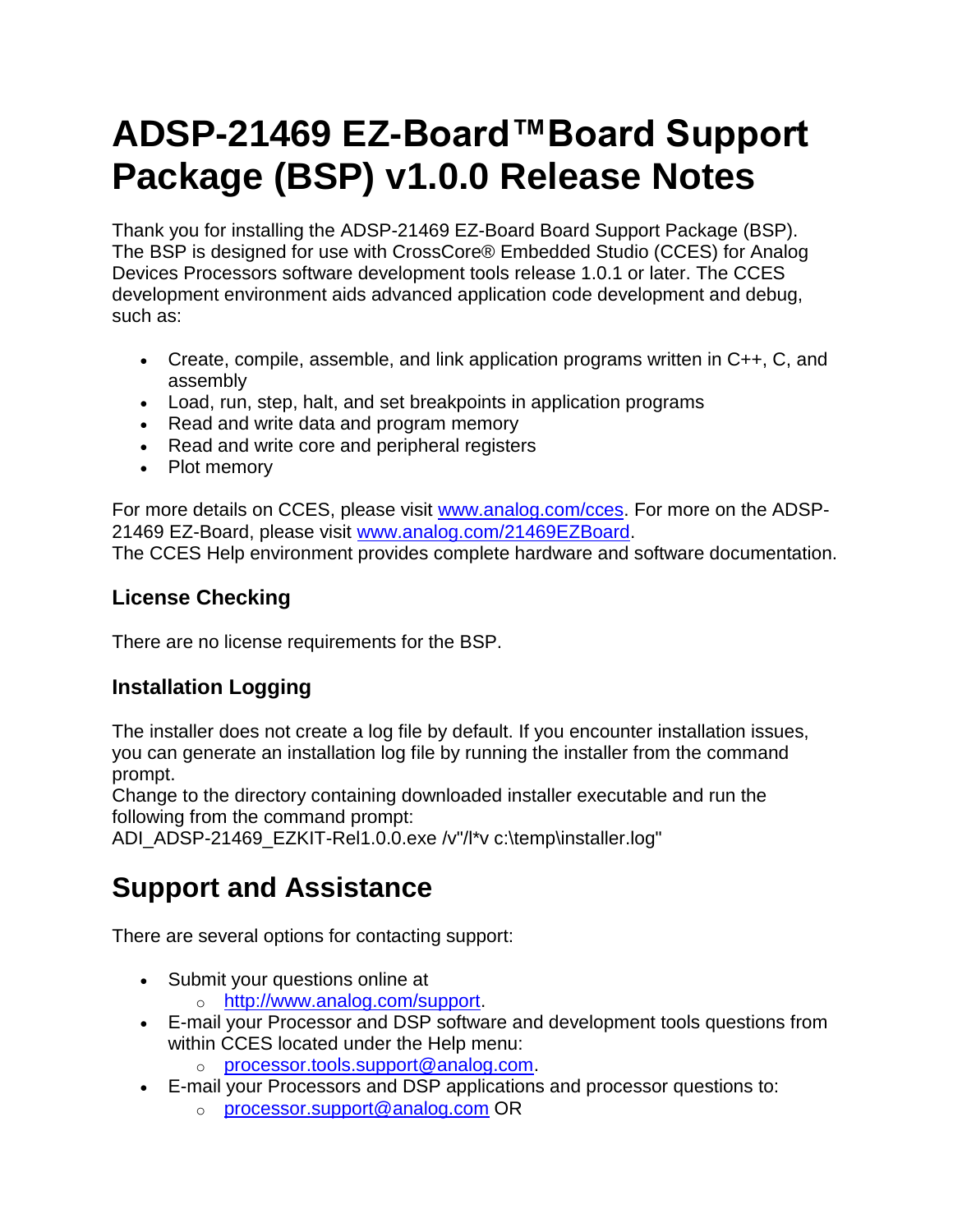# ADSP-21469 EZ-Board™Board Support Package (BSP) v1.0.0 Release Notes

Thank you for installing the ADSP-21469 EZ-Board Board Support Package (BSP). The BSP is designed for use with CrossCore® Embedded Studio (CCES) for Analog Devices Processors software development tools release 1.0.1 or later. The CCES development environment aids advanced application code development and debug, such as:

- Create, compile, assemble, and link application programs written in C++, C, and assembly
- Load, run, step, halt, and set breakpoints in application programs
- Read and write data and program memory
- Read and write core and peripheral registers
- Plot memory

For more details on CCES, please visit [www.analog.com/cces](http://www.analog.com/cces). For more on the ADSP-21469 EZ-Board, please visit [www.analog.com/21469EZBoard](http://www.analog.com/21469EZBoard).
The CCES Help environment provides complete hardware and software documentation.

### License Checking

There are no license requirements for the BSP.

### Installation Logging

The installer does not create a log file by default. If you encounter installation issues, you can generate an installation log file by running the installer from the command prompt.
Change to the directory containing downloaded installer executable and run the following from the command prompt:
ADI_ADSP-21469_EZKIT-Rel1.0.0.exe /v"/l*v c:\temp\installer.log"

## Support and Assistance

There are several options for contacting support:

- Submit your questions online at
  - [http://www.analog.com/support](http://www.analog.com/support).
- E-mail your Processor and DSP software and development tools questions from within CCES located under the Help menu:
  - [processor.tools.support@analog.com](mailto:processor.tools.support@analog.com).
- E-mail your Processors and DSP applications and processor questions to:
  - [processor.support@analog.com](mailto:processor.support@analog.com) OR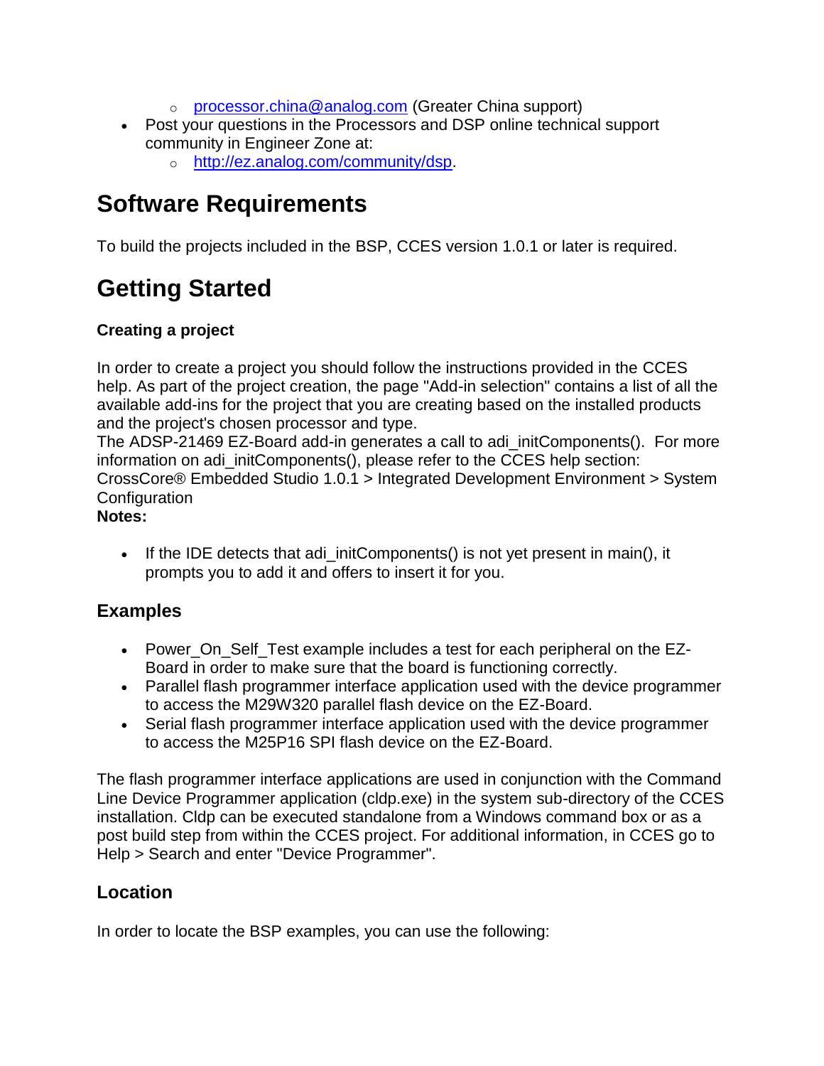- [processor.china@analog.com](mailto:processor.china@analog.com) (Greater China support)
- Post your questions in the Processors and DSP online technical support community in Engineer Zone at:
    - [http://ez.analog.com/community/dsp](http://ez.analog.com/community/dsp).

# Software Requirements

To build the projects included in the BSP, CCES version 1.0.1 or later is required.

# Getting Started

### Creating a project

In order to create a project you should follow the instructions provided in the CCES help. As part of the project creation, the page "Add-in selection" contains a list of all the available add-ins for the project that you are creating based on the installed products and the project's chosen processor and type.
The ADSP-21469 EZ-Board add-in generates a call to adi_initComponents(). For more information on adi_initComponents(), please refer to the CCES help section: CrossCore® Embedded Studio 1.0.1 > Integrated Development Environment > System Configuration
**Notes:**

- If the IDE detects that adi_initComponents() is not yet present in main(), it prompts you to add it and offers to insert it for you.

## Examples

- Power_On_Self_Test example includes a test for each peripheral on the EZ-Board in order to make sure that the board is functioning correctly.
- Parallel flash programmer interface application used with the device programmer to access the M29W320 parallel flash device on the EZ-Board.
- Serial flash programmer interface application used with the device programmer to access the M25P16 SPI flash device on the EZ-Board.

The flash programmer interface applications are used in conjunction with the Command Line Device Programmer application (cldp.exe) in the system sub-directory of the CCES installation. Cldp can be executed standalone from a Windows command box or as a post build step from within the CCES project. For additional information, in CCES go to Help > Search and enter "Device Programmer".

## Location

In order to locate the BSP examples, you can use the following: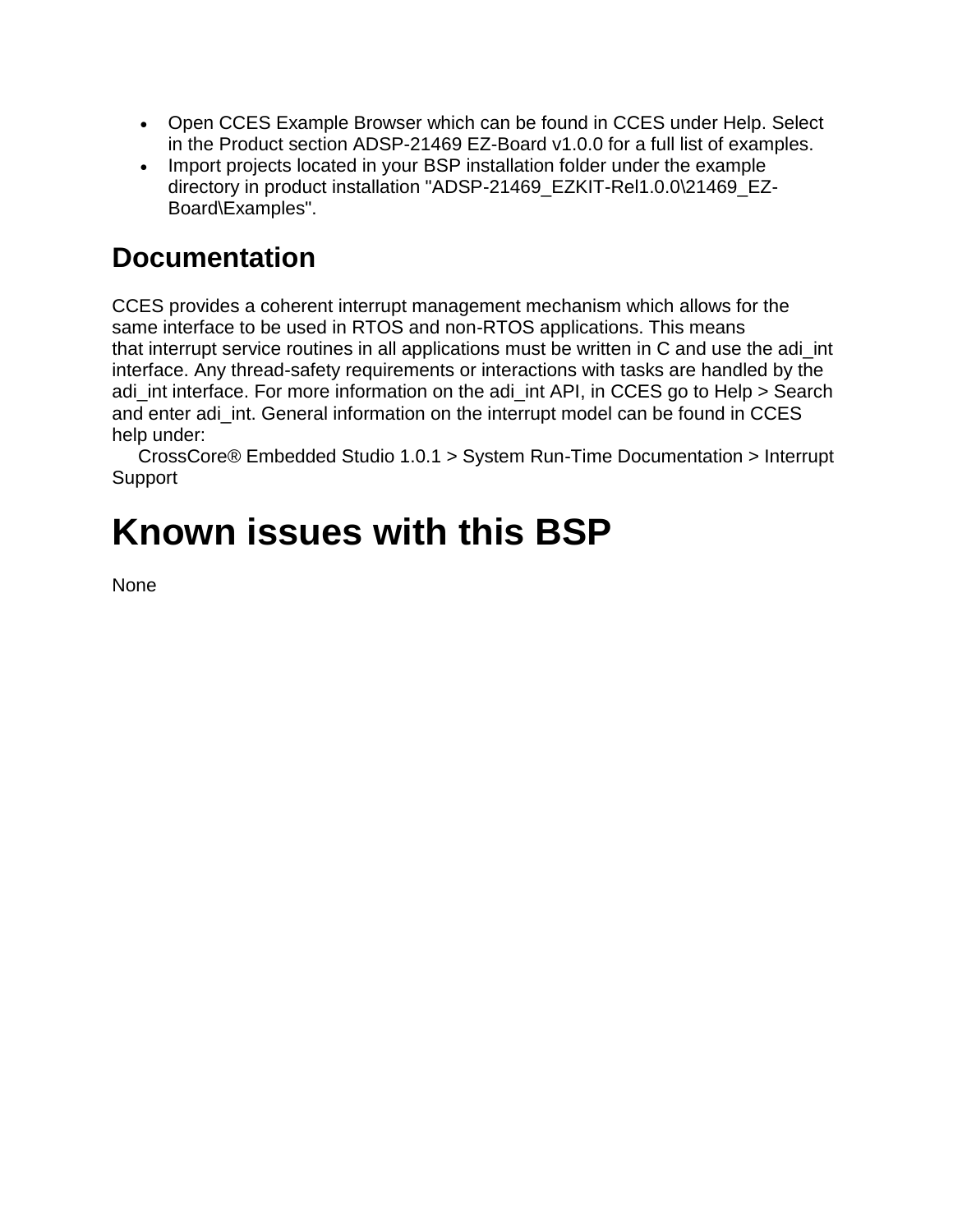- Open CCES Example Browser which can be found in CCES under Help. Select in the Product section ADSP-21469 EZ-Board v1.0.0 for a full list of examples.
- Import projects located in your BSP installation folder under the example directory in product installation "ADSP-21469_EZKIT-Rel1.0.0\21469_EZ-Board\Examples".

## Documentation

CCES provides a coherent interrupt management mechanism which allows for the same interface to be used in RTOS and non-RTOS applications. This means that interrupt service routines in all applications must be written in C and use the adi_int interface. Any thread-safety requirements or interactions with tasks are handled by the adi_int interface. For more information on the adi_int API, in CCES go to Help > Search and enter adi_int. General information on the interrupt model can be found in CCES help under:

CrossCore® Embedded Studio 1.0.1 > System Run-Time Documentation > Interrupt Support

# Known issues with this BSP

None